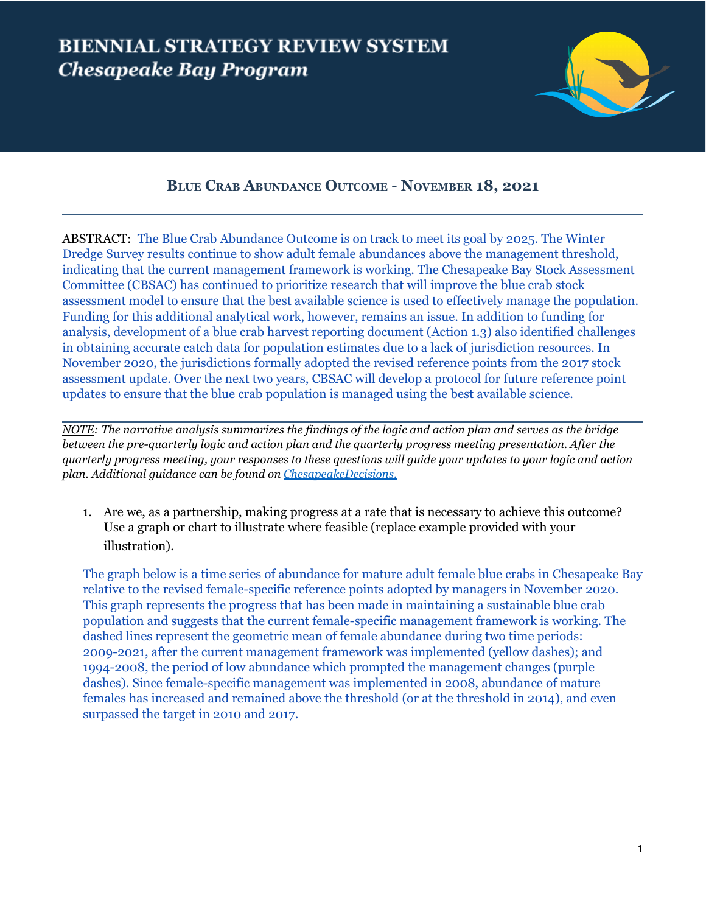# BIENNIAL STRATEGY REVIEW SYSTEM
## *Chesapeake Bay Program*

### **BLUE CRAB ABUNDANCE OUTCOME - NOVEMBER 18, 2021**

---

ABSTRACT: The Blue Crab Abundance Outcome is on track to meet its goal by 2025. The Winter Dredge Survey results continue to show adult female abundances above the management threshold, indicating that the current management framework is working. The Chesapeake Bay Stock Assessment Committee (CBSAC) has continued to prioritize research that will improve the blue crab stock assessment model to ensure that the best available science is used to effectively manage the population. Funding for this additional analytical work, however, remains an issue. In addition to funding for analysis, development of a blue crab harvest reporting document (Action 1.3) also identified challenges in obtaining accurate catch data for population estimates due to a lack of jurisdiction resources. In November 2020, the jurisdictions formally adopted the revised reference points from the 2017 stock assessment update. Over the next two years, CBSAC will develop a protocol for future reference point updates to ensure that the blue crab population is managed using the best available science.

---

*<u>NOTE</u>: The narrative analysis summarizes the findings of the logic and action plan and serves as the bridge between the pre-quarterly logic and action plan and the quarterly progress meeting presentation. After the quarterly progress meeting, your responses to these questions will guide your updates to your logic and action plan. Additional guidance can be found on [ChesapeakeDecisions.](ChesapeakeDecisions)*

1. Are we, as a partnership, making progress at a rate that is necessary to achieve this outcome? Use a graph or chart to illustrate where feasible (replace example provided with your illustration).

   The graph below is a time series of abundance for mature adult female blue crabs in Chesapeake Bay relative to the revised female-specific reference points adopted by managers in November 2020. This graph represents the progress that has been made in maintaining a sustainable blue crab population and suggests that the current female-specific management framework is working. The dashed lines represent the geometric mean of female abundance during two time periods: 2009-2021, after the current management framework was implemented (yellow dashes); and 1994-2008, the period of low abundance which prompted the management changes (purple dashes). Since female-specific management was implemented in 2008, abundance of mature females has increased and remained above the threshold (or at the threshold in 2014), and even surpassed the target in 2010 and 2017.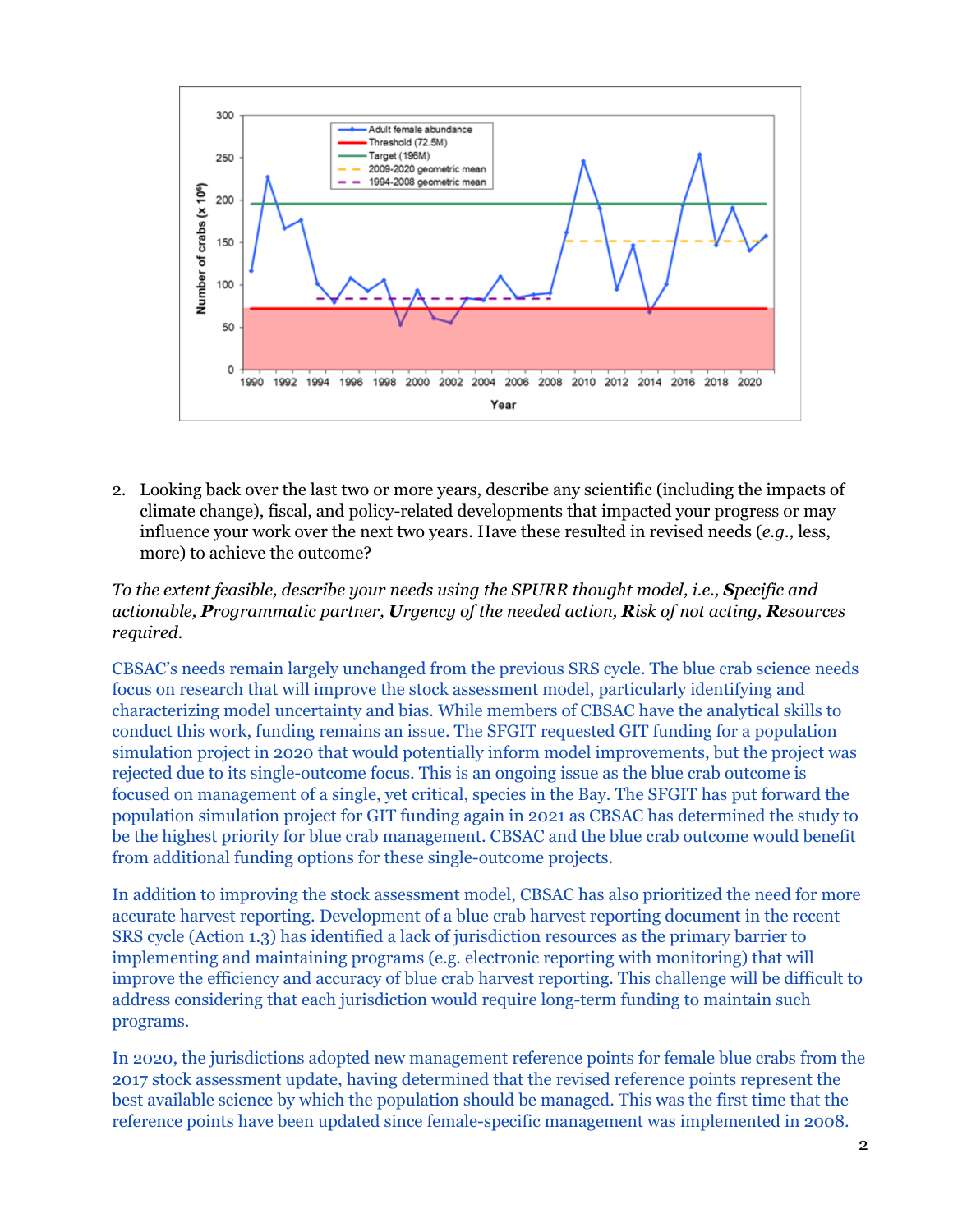2. Looking back over the last two or more years, describe any scientific (including the impacts of climate change), fiscal, and policy-related developments that impacted your progress or may influence your work over the next two years. Have these resulted in revised needs (*e.g.,* less, more) to achieve the outcome?

*To the extent feasible, describe your needs using the SPURR thought model, i.e., **S**pecific and actionable, **P**rogrammatic partner, **U**rgency of the needed action, **R**isk of not acting, **R**esources required.*

CBSAC's needs remain largely unchanged from the previous SRS cycle. The blue crab science needs focus on research that will improve the stock assessment model, particularly identifying and characterizing model uncertainty and bias. While members of CBSAC have the analytical skills to conduct this work, funding remains an issue. The SFGIT requested GIT funding for a population simulation project in 2020 that would potentially inform model improvements, but the project was rejected due to its single-outcome focus. This is an ongoing issue as the blue crab outcome is focused on management of a single, yet critical, species in the Bay. The SFGIT has put forward the population simulation project for GIT funding again in 2021 as CBSAC has determined the study to be the highest priority for blue crab management. CBSAC and the blue crab outcome would benefit from additional funding options for these single-outcome projects.

In addition to improving the stock assessment model, CBSAC has also prioritized the need for more accurate harvest reporting. Development of a blue crab harvest reporting document in the recent SRS cycle (Action 1.3) has identified a lack of jurisdiction resources as the primary barrier to implementing and maintaining programs (e.g. electronic reporting with monitoring) that will improve the efficiency and accuracy of blue crab harvest reporting. This challenge will be difficult to address considering that each jurisdiction would require long-term funding to maintain such programs.

In 2020, the jurisdictions adopted new management reference points for female blue crabs from the 2017 stock assessment update, having determined that the revised reference points represent the best available science by which the population should be managed. This was the first time that the reference points have been updated since female-specific management was implemented in 2008.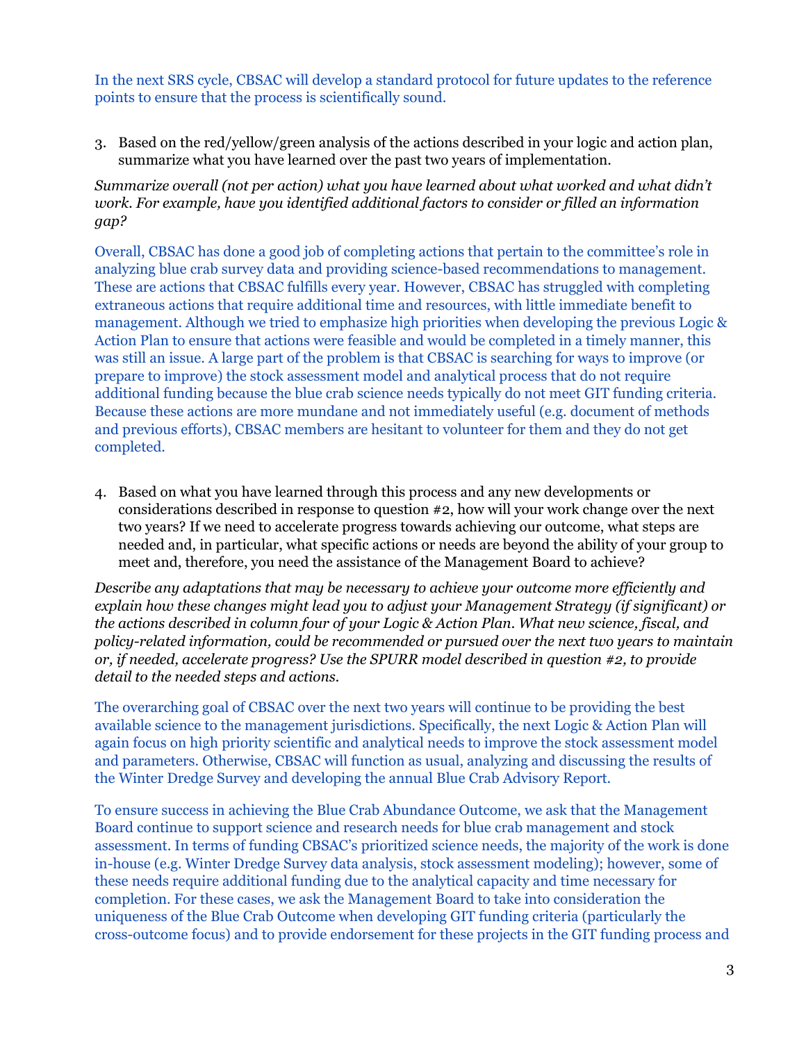In the next SRS cycle, CBSAC will develop a standard protocol for future updates to the reference points to ensure that the process is scientifically sound.

3. Based on the red/yellow/green analysis of the actions described in your logic and action plan, summarize what you have learned over the past two years of implementation.

*Summarize overall (not per action) what you have learned about what worked and what didn't work. For example, have you identified additional factors to consider or filled an information gap?*

Overall, CBSAC has done a good job of completing actions that pertain to the committee's role in analyzing blue crab survey data and providing science-based recommendations to management. These are actions that CBSAC fulfills every year. However, CBSAC has struggled with completing extraneous actions that require additional time and resources, with little immediate benefit to management. Although we tried to emphasize high priorities when developing the previous Logic & Action Plan to ensure that actions were feasible and would be completed in a timely manner, this was still an issue. A large part of the problem is that CBSAC is searching for ways to improve (or prepare to improve) the stock assessment model and analytical process that do not require additional funding because the blue crab science needs typically do not meet GIT funding criteria. Because these actions are more mundane and not immediately useful (e.g. document of methods and previous efforts), CBSAC members are hesitant to volunteer for them and they do not get completed.

4. Based on what you have learned through this process and any new developments or considerations described in response to question #2, how will your work change over the next two years? If we need to accelerate progress towards achieving our outcome, what steps are needed and, in particular, what specific actions or needs are beyond the ability of your group to meet and, therefore, you need the assistance of the Management Board to achieve?

*Describe any adaptations that may be necessary to achieve your outcome more efficiently and explain how these changes might lead you to adjust your Management Strategy (if significant) or the actions described in column four of your Logic & Action Plan. What new science, fiscal, and policy-related information, could be recommended or pursued over the next two years to maintain or, if needed, accelerate progress? Use the SPURR model described in question #2, to provide detail to the needed steps and actions.*

The overarching goal of CBSAC over the next two years will continue to be providing the best available science to the management jurisdictions. Specifically, the next Logic & Action Plan will again focus on high priority scientific and analytical needs to improve the stock assessment model and parameters. Otherwise, CBSAC will function as usual, analyzing and discussing the results of the Winter Dredge Survey and developing the annual Blue Crab Advisory Report.

To ensure success in achieving the Blue Crab Abundance Outcome, we ask that the Management Board continue to support science and research needs for blue crab management and stock assessment. In terms of funding CBSAC's prioritized science needs, the majority of the work is done in-house (e.g. Winter Dredge Survey data analysis, stock assessment modeling); however, some of these needs require additional funding due to the analytical capacity and time necessary for completion. For these cases, we ask the Management Board to take into consideration the uniqueness of the Blue Crab Outcome when developing GIT funding criteria (particularly the cross-outcome focus) and to provide endorsement for these projects in the GIT funding process and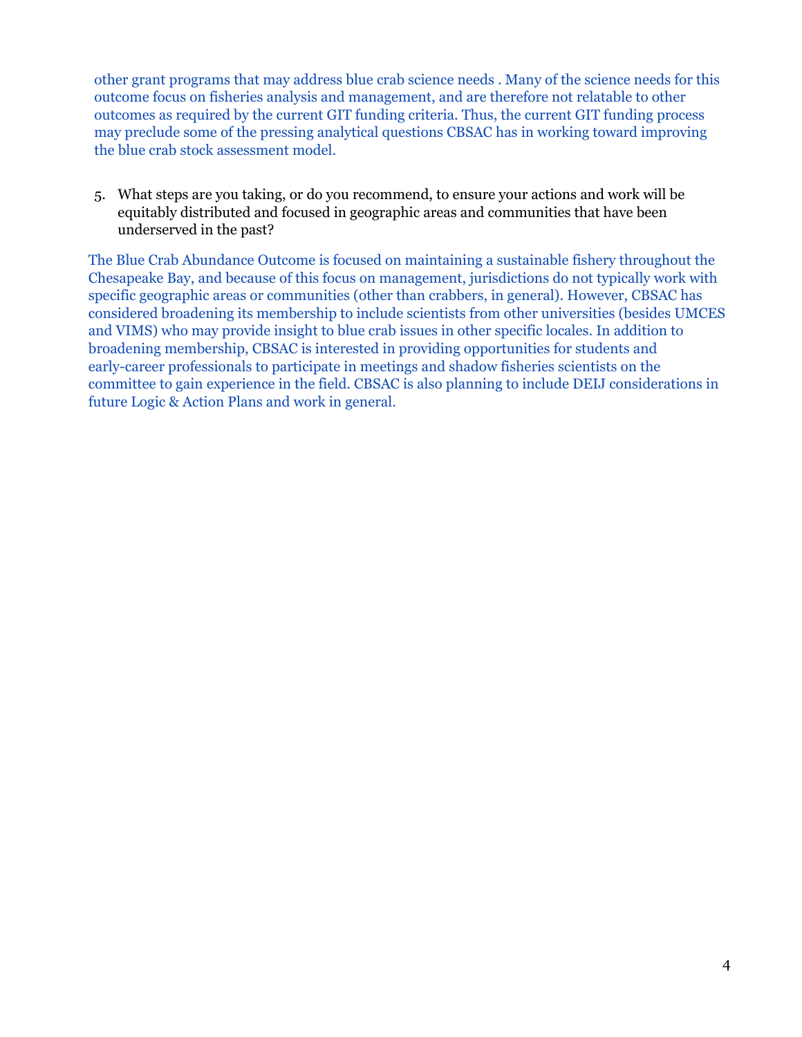other grant programs that may address blue crab science needs . Many of the science needs for this outcome focus on fisheries analysis and management, and are therefore not relatable to other outcomes as required by the current GIT funding criteria. Thus, the current GIT funding process may preclude some of the pressing analytical questions CBSAC has in working toward improving the blue crab stock assessment model.

5. What steps are you taking, or do you recommend, to ensure your actions and work will be equitably distributed and focused in geographic areas and communities that have been underserved in the past?

The Blue Crab Abundance Outcome is focused on maintaining a sustainable fishery throughout the Chesapeake Bay, and because of this focus on management, jurisdictions do not typically work with specific geographic areas or communities (other than crabbers, in general). However, CBSAC has considered broadening its membership to include scientists from other universities (besides UMCES and VIMS) who may provide insight to blue crab issues in other specific locales. In addition to broadening membership, CBSAC is interested in providing opportunities for students and early-career professionals to participate in meetings and shadow fisheries scientists on the committee to gain experience in the field. CBSAC is also planning to include DEIJ considerations in future Logic & Action Plans and work in general.